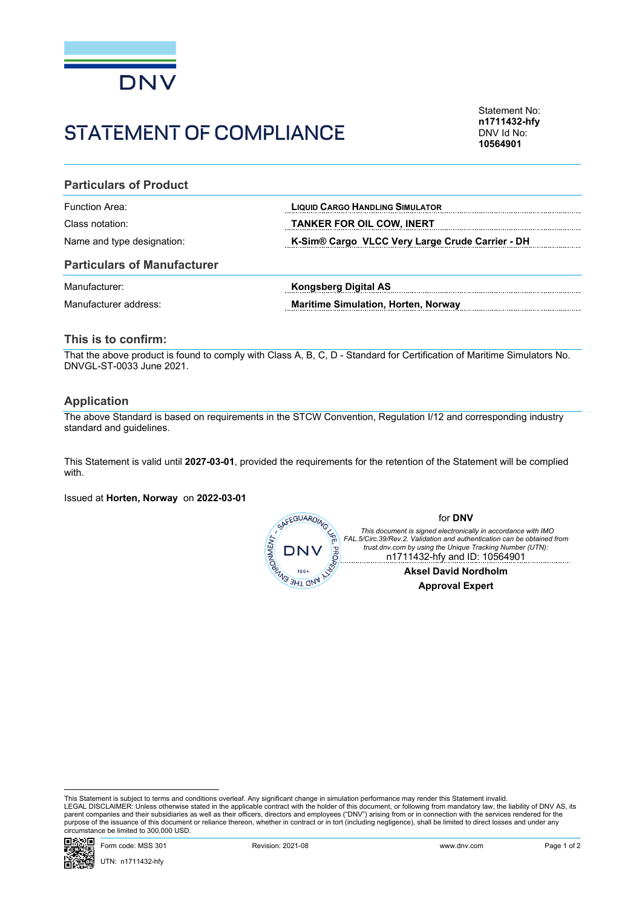DNV

# STATEMENT OF COMPLIANCE

Statement No:
**n1711432-hfy**
DNV Id No:
**10564901**

## Particulars of Product

| | |
|---|---|
| Function Area: | **LIQUID CARGO HANDLING SIMULATOR** |
| Class notation: | **TANKER FOR OIL COW, INERT** |
| Name and type designation: | **K-Sim® Cargo VLCC Very Large Crude Carrier - DH** |

## Particulars of Manufacturer

| | |
|---|---|
| Manufacturer: | **Kongsberg Digital AS** |
| Manufacturer address: | **Maritime Simulation, Horten, Norway** |

## This is to confirm:

That the above product is found to comply with Class A, B, C, D - Standard for Certification of Maritime Simulators No. DNVGL-ST-0033 June 2021.

## Application

The above Standard is based on requirements in the STCW Convention, Regulation I/12 and corresponding industry standard and guidelines.

This Statement is valid until **2027-03-01**, provided the requirements for the retention of the Statement will be complied with.

Issued at **Horten, Norway** on **2022-03-01**

for **DNV**

*This document is signed electronically in accordance with IMO FAL.5/Circ.39/Rev.2. Validation and authentication can be obtained from trust.dnv.com by using the Unique Tracking Number (UTN):*
n1711432-hfy and ID: 10564901

**Aksel David Nordholm**
**Approval Expert**

This Statement is subject to terms and conditions overleaf. Any significant change in simulation performance may render this Statement invalid.
LEGAL DISCLAIMER: Unless otherwise stated in the applicable contract with the holder of this document, or following from mandatory law, the liability of DNV AS, its parent companies and their subsidiaries as well as their officers, directors and employees ("DNV") arising from or in connection with the services rendered for the purpose of the issuance of this document or reliance thereon, whether in contract or in tort (including negligence), shall be limited to direct losses and under any circumstance be limited to 300,000 USD.

Form code: MSS 301 Revision: 2021-08 www.dnv.com

UTN: n1711432-hfy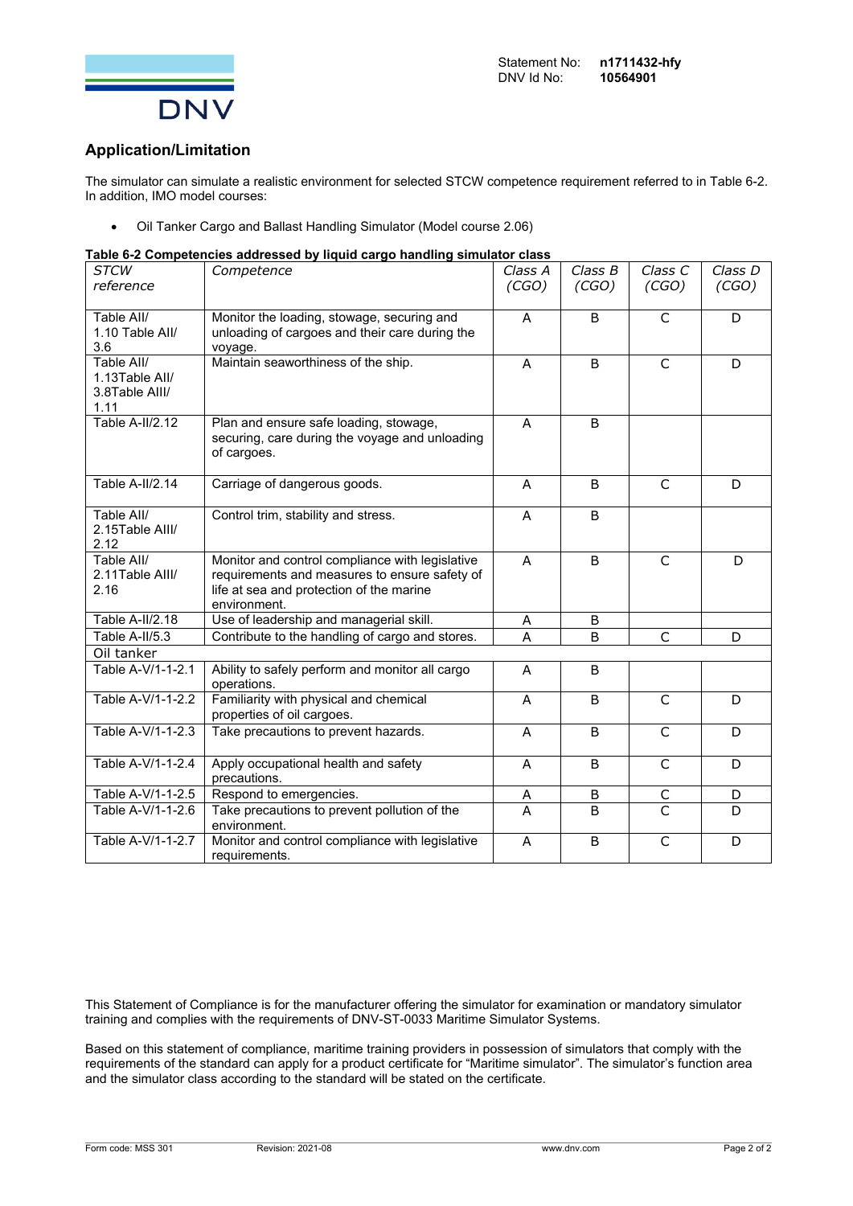Statement No: **n1711432-hfy**
DNV Id No: **10564901**

## Application/Limitation

The simulator can simulate a realistic environment for selected STCW competence requirement referred to in Table 6-2. In addition, IMO model courses:

- Oil Tanker Cargo and Ballast Handling Simulator (Model course 2.06)

**Table 6-2 Competencies addressed by liquid cargo handling simulator class**

| *STCW reference* | *Competence* | *Class A (CGO)* | *Class B (CGO)* | *Class C (CGO)* | *Class D (CGO)* |
|---|---|---|---|---|---|
| Table AII/ 1.10 Table AII/ 3.6 | Monitor the loading, stowage, securing and unloading of cargoes and their care during the voyage. | A | B | C | D |
| Table AII/ 1.13Table AII/ 3.8Table AIII/ 1.11 | Maintain seaworthiness of the ship. | A | B | C | D |
| Table A-II/2.12 | Plan and ensure safe loading, stowage, securing, care during the voyage and unloading of cargoes. | A | B | | |
| Table A-II/2.14 | Carriage of dangerous goods. | A | B | C | D |
| Table AII/ 2.15Table AIII/ 2.12 | Control trim, stability and stress. | A | B | | |
| Table AII/ 2.11Table AIII/ 2.16 | Monitor and control compliance with legislative requirements and measures to ensure safety of life at sea and protection of the marine environment. | A | B | C | D |
| Table A-II/2.18 | Use of leadership and managerial skill. | A | B | | |
| Table A-II/5.3 | Contribute to the handling of cargo and stores. | A | B | C | D |
| Oil tanker | | | | | |
| Table A-V/1-1-2.1 | Ability to safely perform and monitor all cargo operations. | A | B | | |
| Table A-V/1-1-2.2 | Familiarity with physical and chemical properties of oil cargoes. | A | B | C | D |
| Table A-V/1-1-2.3 | Take precautions to prevent hazards. | A | B | C | D |
| Table A-V/1-1-2.4 | Apply occupational health and safety precautions. | A | B | C | D |
| Table A-V/1-1-2.5 | Respond to emergencies. | A | B | C | D |
| Table A-V/1-1-2.6 | Take precautions to prevent pollution of the environment. | A | B | C | D |
| Table A-V/1-1-2.7 | Monitor and control compliance with legislative requirements. | A | B | C | D |

This Statement of Compliance is for the manufacturer offering the simulator for examination or mandatory simulator training and complies with the requirements of DNV-ST-0033 Maritime Simulator Systems.

Based on this statement of compliance, maritime training providers in possession of simulators that comply with the requirements of the standard can apply for a product certificate for "Maritime simulator". The simulator's function area and the simulator class according to the standard will be stated on the certificate.

Form code: MSS 301    Revision: 2021-08    www.dnv.com